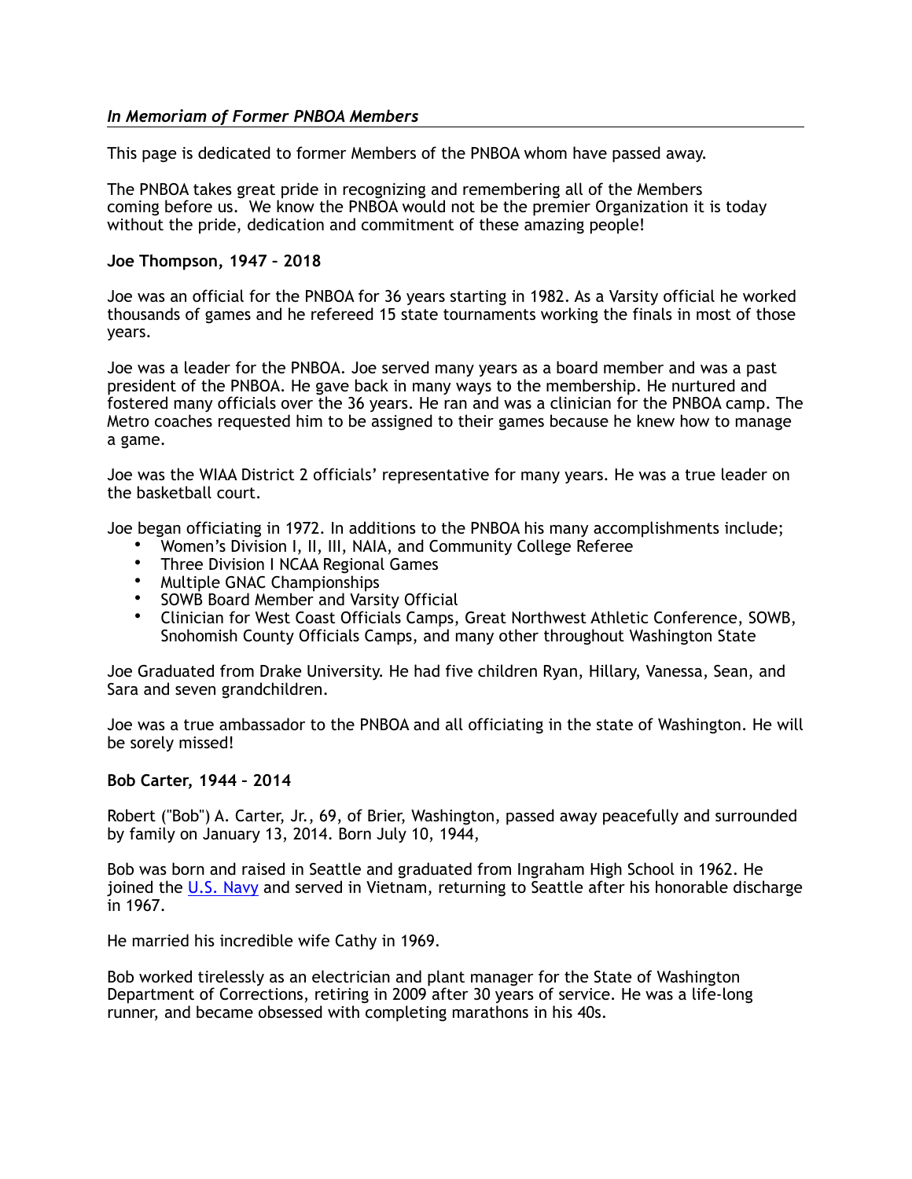## *In Memoriam of Former PNBOA Members*

This page is dedicated to former Members of the PNBOA whom have passed away.

The PNBOA takes great pride in recognizing and remembering all of the Members coming before us.  We know the PNBOA would not be the premier Organization it is today without the pride, dedication and commitment of these amazing people!

**Joe Thompson, 1947 – 2018**

Joe was an official for the PNBOA for 36 years starting in 1982. As a Varsity official he worked thousands of games and he refereed 15 state tournaments working the finals in most of those years.

Joe was a leader for the PNBOA. Joe served many years as a board member and was a past president of the PNBOA. He gave back in many ways to the membership. He nurtured and fostered many officials over the 36 years. He ran and was a clinician for the PNBOA camp. The Metro coaches requested him to be assigned to their games because he knew how to manage a game.

Joe was the WIAA District 2 officials' representative for many years. He was a true leader on the basketball court.

Joe began officiating in 1972. In additions to the PNBOA his many accomplishments include;

- Women's Division I, II, III, NAIA, and Community College Referee
- Three Division I NCAA Regional Games
- Multiple GNAC Championships
- SOWB Board Member and Varsity Official
- Clinician for West Coast Officials Camps, Great Northwest Athletic Conference, SOWB, Snohomish County Officials Camps, and many other throughout Washington State

Joe Graduated from Drake University. He had five children Ryan, Hillary, Vanessa, Sean, and Sara and seven grandchildren.

Joe was a true ambassador to the PNBOA and all officiating in the state of Washington. He will be sorely missed!

**Bob Carter, 1944 – 2014**

Robert ("Bob") A. Carter, Jr., 69, of Brier, Washington, passed away peacefully and surrounded by family on January 13, 2014. Born July 10, 1944,

Bob was born and raised in Seattle and graduated from Ingraham High School in 1962. He joined the U.S. Navy and served in Vietnam, returning to Seattle after his honorable discharge in 1967.

He married his incredible wife Cathy in 1969.

Bob worked tirelessly as an electrician and plant manager for the State of Washington Department of Corrections, retiring in 2009 after 30 years of service. He was a life-long runner, and became obsessed with completing marathons in his 40s.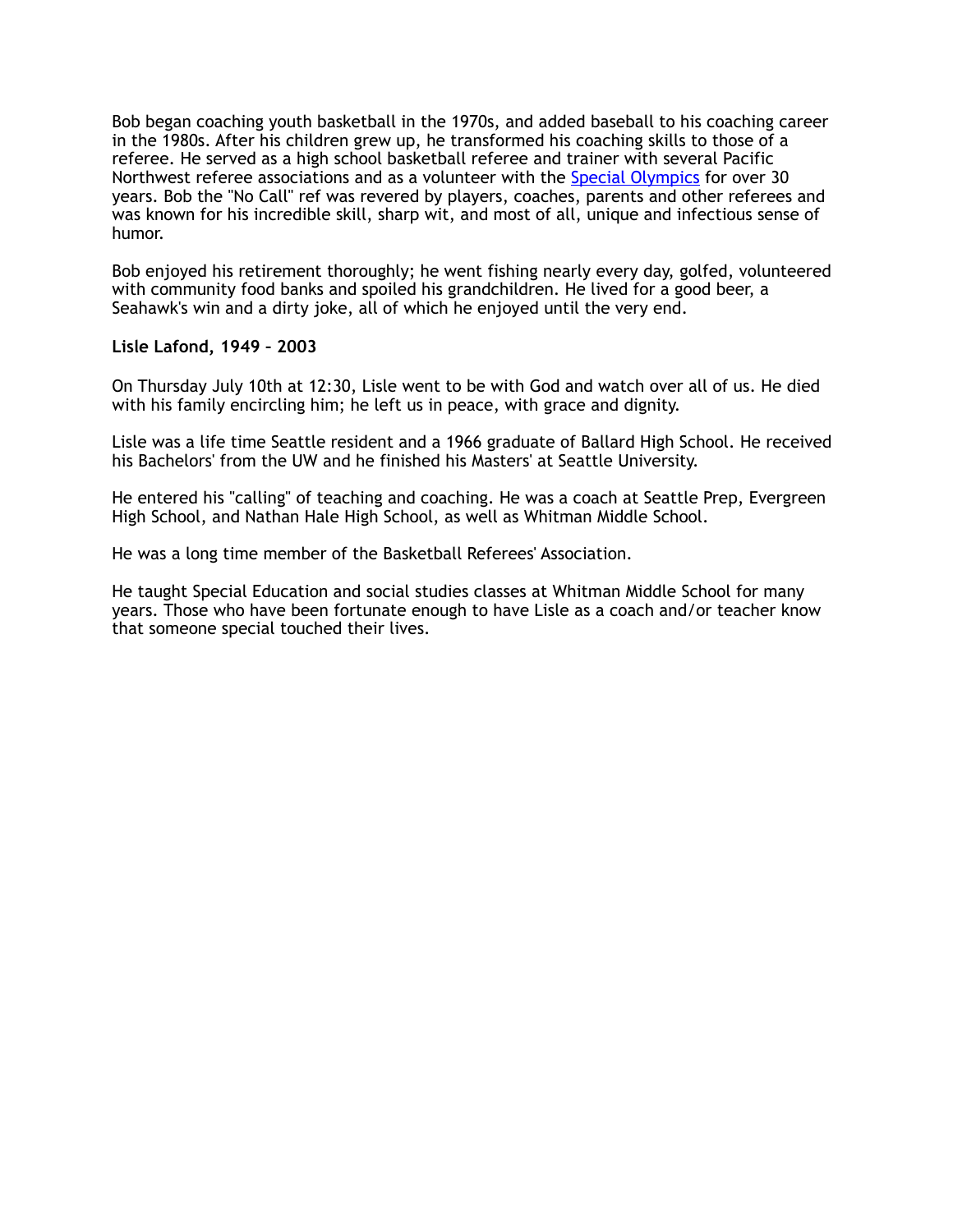Bob began coaching youth basketball in the 1970s, and added baseball to his coaching career in the 1980s. After his children grew up, he transformed his coaching skills to those of a referee. He served as a high school basketball referee and trainer with several Pacific Northwest referee associations and as a volunteer with the Special Olympics for over 30 years. Bob the "No Call" ref was revered by players, coaches, parents and other referees and was known for his incredible skill, sharp wit, and most of all, unique and infectious sense of humor.

Bob enjoyed his retirement thoroughly; he went fishing nearly every day, golfed, volunteered with community food banks and spoiled his grandchildren. He lived for a good beer, a Seahawk's win and a dirty joke, all of which he enjoyed until the very end.

**Lisle Lafond, 1949 – 2003**

On Thursday July 10th at 12:30, Lisle went to be with God and watch over all of us. He died with his family encircling him; he left us in peace, with grace and dignity.

Lisle was a life time Seattle resident and a 1966 graduate of Ballard High School. He received his Bachelors' from the UW and he finished his Masters' at Seattle University.

He entered his "calling" of teaching and coaching. He was a coach at Seattle Prep, Evergreen High School, and Nathan Hale High School, as well as Whitman Middle School.

He was a long time member of the Basketball Referees' Association.

He taught Special Education and social studies classes at Whitman Middle School for many years. Those who have been fortunate enough to have Lisle as a coach and/or teacher know that someone special touched their lives.